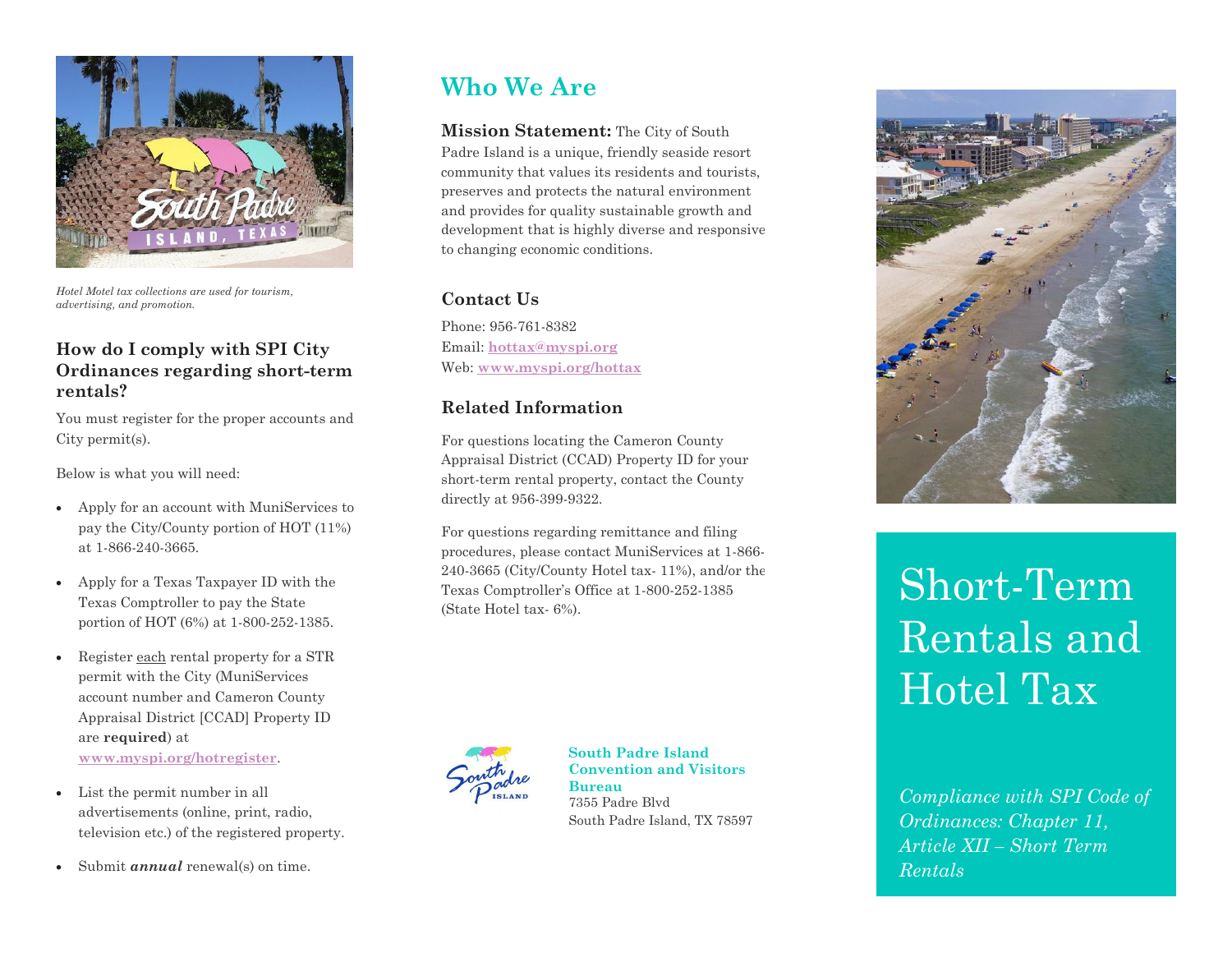*Hotel Motel tax collections are used for tourism, advertising, and promotion.*

### How do I comply with SPI City Ordinances regarding short-term rentals?

You must register for the proper accounts and City permit(s).

Below is what you will need:

- Apply for an account with MuniServices to pay the City/County portion of HOT (11%) at 1-866-240-3665.
- Apply for a Texas Taxpayer ID with the Texas Comptroller to pay the State portion of HOT (6%) at 1-800-252-1385.
- Register each rental property for a STR permit with the City (MuniServices account number and Cameron County Appraisal District [CCAD] Property ID are **required**) at **www.myspi.org/hotregister**.
- List the permit number in all advertisements (online, print, radio, television etc.) of the registered property.
- Submit ***annual*** renewal(s) on time.

## Who We Are

**Mission Statement:** The City of South Padre Island is a unique, friendly seaside resort community that values its residents and tourists, preserves and protects the natural environment and provides for quality sustainable growth and development that is highly diverse and responsive to changing economic conditions.

### Contact Us

Phone: 956-761-8382
Email: **hottax@myspi.org**
Web: **www.myspi.org/hottax**

### Related Information

For questions locating the Cameron County Appraisal District (CCAD) Property ID for your short-term rental property, contact the County directly at 956-399-9322.

For questions regarding remittance and filing procedures, please contact MuniServices at 1-866-240-3665 (City/County Hotel tax- 11%), and/or the Texas Comptroller's Office at 1-800-252-1385 (State Hotel tax- 6%).

**South Padre Island Convention and Visitors Bureau**
7355 Padre Blvd
South Padre Island, TX 78597

# Short-Term Rentals and Hotel Tax

*Compliance with SPI Code of Ordinances: Chapter 11, Article XII – Short Term Rentals*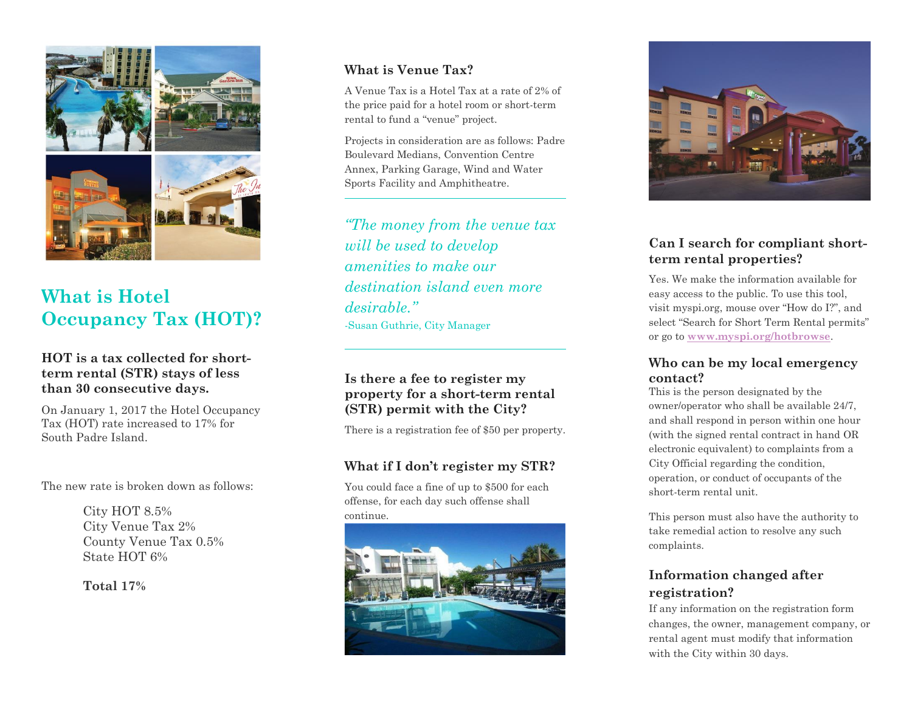## What is Hotel Occupancy Tax (HOT)?

### HOT is a tax collected for short-term rental (STR) stays of less than 30 consecutive days.

On January 1, 2017 the Hotel Occupancy Tax (HOT) rate increased to 17% for South Padre Island.

The new rate is broken down as follows:

City HOT 8.5%
City Venue Tax 2%
County Venue Tax 0.5%
State HOT 6%

**Total 17%**

### What is Venue Tax?

A Venue Tax is a Hotel Tax at a rate of 2% of the price paid for a hotel room or short-term rental to fund a "venue" project.

Projects in consideration are as follows: Padre Boulevard Medians, Convention Centre Annex, Parking Garage, Wind and Water Sports Facility and Amphitheatre.

*"The money from the venue tax will be used to develop amenities to make our destination island even more desirable."*
-Susan Guthrie, City Manager

### Is there a fee to register my property for a short-term rental (STR) permit with the City?

There is a registration fee of $50 per property.

### What if I don't register my STR?

You could face a fine of up to $500 for each offense, for each day such offense shall continue.

### Can I search for compliant short-term rental properties?

Yes. We make the information available for easy access to the public. To use this tool, visit myspi.org, mouse over "How do I?", and select "Search for Short Term Rental permits" or go to **www.myspi.org/hotbrowse**.

### Who can be my local emergency contact?

This is the person designated by the owner/operator who shall be available 24/7, and shall respond in person within one hour (with the signed rental contract in hand OR electronic equivalent) to complaints from a City Official regarding the condition, operation, or conduct of occupants of the short-term rental unit.

This person must also have the authority to take remedial action to resolve any such complaints.

### Information changed after registration?

If any information on the registration form changes, the owner, management company, or rental agent must modify that information with the City within 30 days.